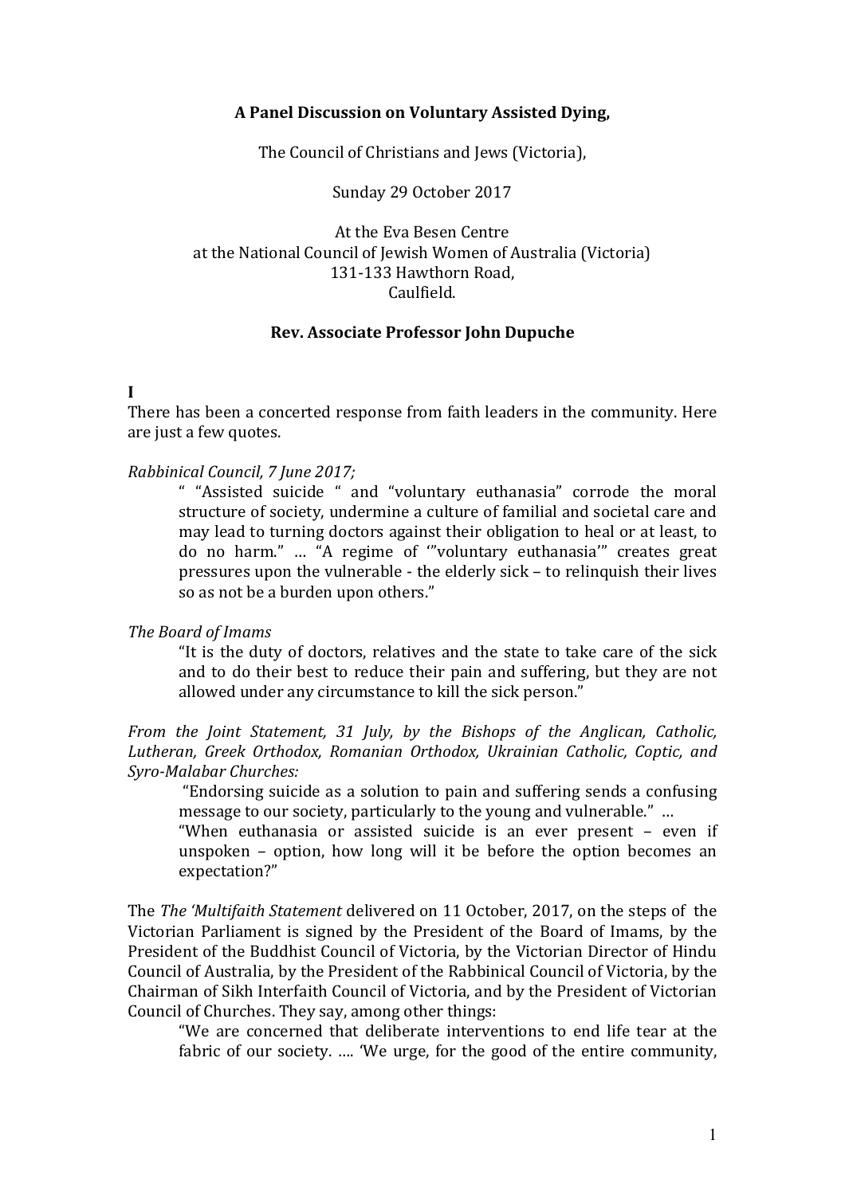**A Panel Discussion on Voluntary Assisted Dying,**

The Council of Christians and Jews (Victoria),

Sunday 29 October 2017

At the Eva Besen Centre
at the National Council of Jewish Women of Australia (Victoria)
131-133 Hawthorn Road,
Caulfield.

**Rev. Associate Professor John Dupuche**

**I**

There has been a concerted response from faith leaders in the community. Here are just a few quotes.

*Rabbinical Council, 7 June 2017;*

> " "Assisted suicide " and "voluntary euthanasia" corrode the moral structure of society, undermine a culture of familial and societal care and may lead to turning doctors against their obligation to heal or at least, to do no harm." … "A regime of '"voluntary euthanasia'" creates great pressures upon the vulnerable - the elderly sick – to relinquish their lives so as not be a burden upon others."

*The Board of Imams*

> "It is the duty of doctors, relatives and the state to take care of the sick and to do their best to reduce their pain and suffering, but they are not allowed under any circumstance to kill the sick person."

*From the Joint Statement, 31 July, by the Bishops of the Anglican, Catholic, Lutheran, Greek Orthodox, Romanian Orthodox, Ukrainian Catholic, Coptic, and Syro-Malabar Churches:*

> "Endorsing suicide as a solution to pain and suffering sends a confusing message to our society, particularly to the young and vulnerable." …
>
> "When euthanasia or assisted suicide is an ever present – even if unspoken – option, how long will it be before the option becomes an expectation?"

The *The 'Multifaith Statement* delivered on 11 October, 2017, on the steps of the Victorian Parliament is signed by the President of the Board of Imams, by the President of the Buddhist Council of Victoria, by the Victorian Director of Hindu Council of Australia, by the President of the Rabbinical Council of Victoria, by the Chairman of Sikh Interfaith Council of Victoria, and by the President of Victorian Council of Churches. They say, among other things:

> "We are concerned that deliberate interventions to end life tear at the fabric of our society. …. 'We urge, for the good of the entire community,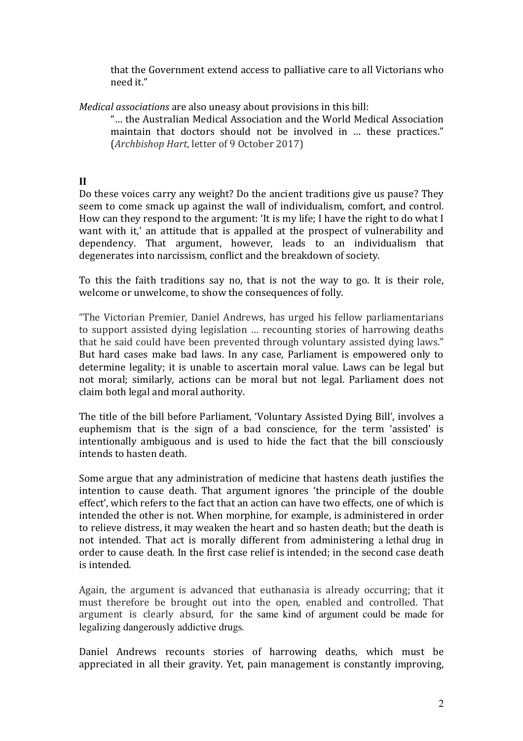that the Government extend access to palliative care to all Victorians who need it."

*Medical associations* are also uneasy about provisions in this bill:

> "… the Australian Medical Association and the World Medical Association maintain that doctors should not be involved in … these practices." (*Archbishop Hart*, letter of 9 October 2017)

**II**

Do these voices carry any weight? Do the ancient traditions give us pause? They seem to come smack up against the wall of individualism, comfort, and control. How can they respond to the argument: 'It is my life; I have the right to do what I want with it,' an attitude that is appalled at the prospect of vulnerability and dependency. That argument, however, leads to an individualism that degenerates into narcissism, conflict and the breakdown of society.

To this the faith traditions say no, that is not the way to go. It is their role, welcome or unwelcome, to show the consequences of folly.

"The Victorian Premier, Daniel Andrews, has urged his fellow parliamentarians to support assisted dying legislation … recounting stories of harrowing deaths that he said could have been prevented through voluntary assisted dying laws." But hard cases make bad laws. In any case, Parliament is empowered only to determine legality; it is unable to ascertain moral value. Laws can be legal but not moral; similarly, actions can be moral but not legal. Parliament does not claim both legal and moral authority.

The title of the bill before Parliament, 'Voluntary Assisted Dying Bill', involves a euphemism that is the sign of a bad conscience, for the term 'assisted' is intentionally ambiguous and is used to hide the fact that the bill consciously intends to hasten death.

Some argue that any administration of medicine that hastens death justifies the intention to cause death. That argument ignores 'the principle of the double effect', which refers to the fact that an action can have two effects, one of which is intended the other is not. When morphine, for example, is administered in order to relieve distress, it may weaken the heart and so hasten death; but the death is not intended. That act is morally different from administering a lethal drug in order to cause death. In the first case relief is intended; in the second case death is intended.

Again, the argument is advanced that euthanasia is already occurring; that it must therefore be brought out into the open, enabled and controlled. That argument is clearly absurd, for the same kind of argument could be made for legalizing dangerously addictive drugs.

Daniel Andrews recounts stories of harrowing deaths, which must be appreciated in all their gravity. Yet, pain management is constantly improving,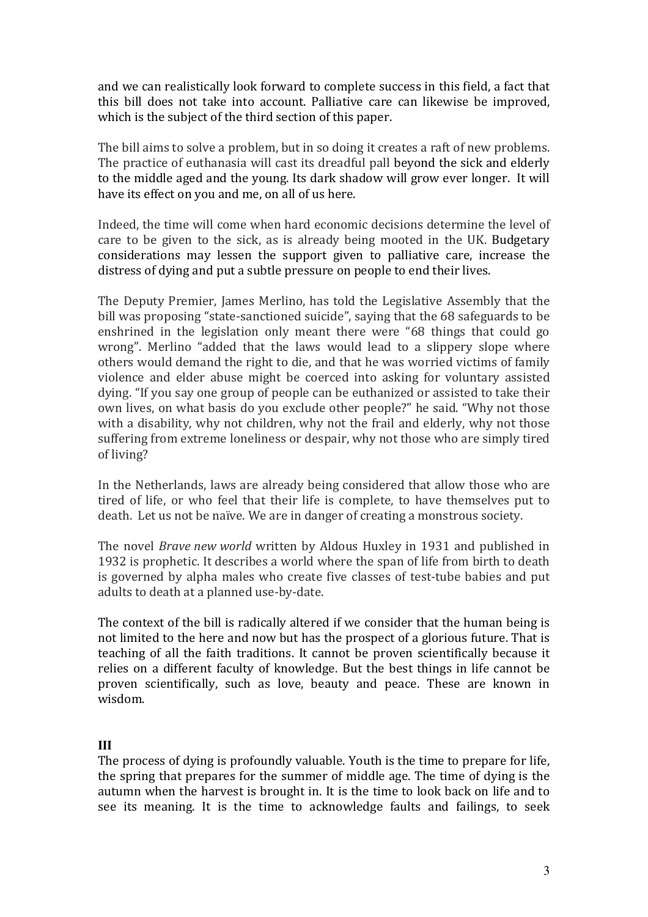and we can realistically look forward to complete success in this field, a fact that this bill does not take into account. Palliative care can likewise be improved, which is the subject of the third section of this paper.

The bill aims to solve a problem, but in so doing it creates a raft of new problems. The practice of euthanasia will cast its dreadful pall beyond the sick and elderly to the middle aged and the young. Its dark shadow will grow ever longer. It will have its effect on you and me, on all of us here.

Indeed, the time will come when hard economic decisions determine the level of care to be given to the sick, as is already being mooted in the UK. Budgetary considerations may lessen the support given to palliative care, increase the distress of dying and put a subtle pressure on people to end their lives.

The Deputy Premier, James Merlino, has told the Legislative Assembly that the bill was proposing "state-sanctioned suicide", saying that the 68 safeguards to be enshrined in the legislation only meant there were "68 things that could go wrong". Merlino "added that the laws would lead to a slippery slope where others would demand the right to die, and that he was worried victims of family violence and elder abuse might be coerced into asking for voluntary assisted dying. "If you say one group of people can be euthanized or assisted to take their own lives, on what basis do you exclude other people?" he said. "Why not those with a disability, why not children, why not the frail and elderly, why not those suffering from extreme loneliness or despair, why not those who are simply tired of living?

In the Netherlands, laws are already being considered that allow those who are tired of life, or who feel that their life is complete, to have themselves put to death. Let us not be naïve. We are in danger of creating a monstrous society.

The novel *Brave new world* written by Aldous Huxley in 1931 and published in 1932 is prophetic. It describes a world where the span of life from birth to death is governed by alpha males who create five classes of test-tube babies and put adults to death at a planned use-by-date.

The context of the bill is radically altered if we consider that the human being is not limited to the here and now but has the prospect of a glorious future. That is teaching of all the faith traditions. It cannot be proven scientifically because it relies on a different faculty of knowledge. But the best things in life cannot be proven scientifically, such as love, beauty and peace. These are known in wisdom.

## III

The process of dying is profoundly valuable. Youth is the time to prepare for life, the spring that prepares for the summer of middle age. The time of dying is the autumn when the harvest is brought in. It is the time to look back on life and to see its meaning. It is the time to acknowledge faults and failings, to seek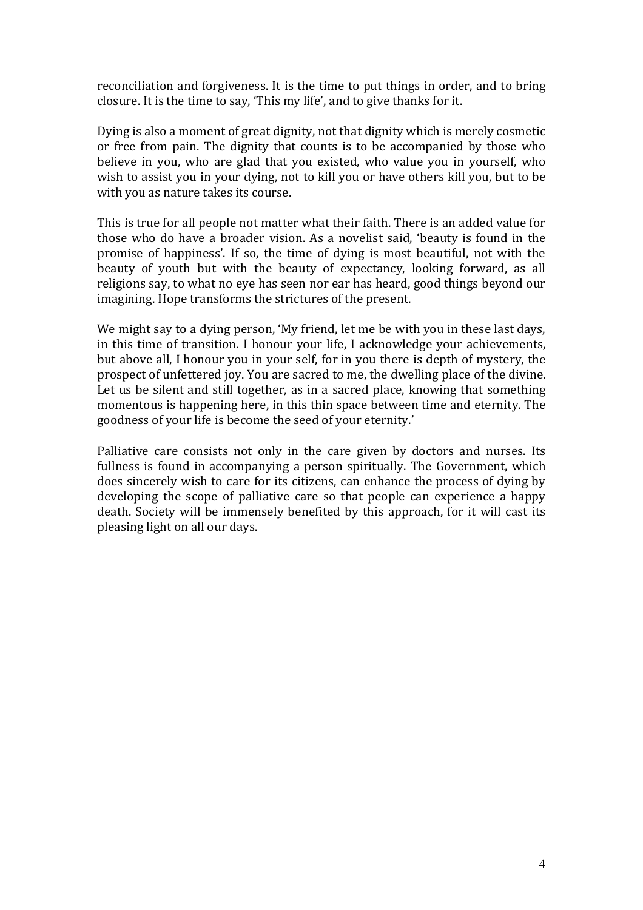reconciliation and forgiveness. It is the time to put things in order, and to bring closure. It is the time to say, 'This my life', and to give thanks for it.

Dying is also a moment of great dignity, not that dignity which is merely cosmetic or free from pain. The dignity that counts is to be accompanied by those who believe in you, who are glad that you existed, who value you in yourself, who wish to assist you in your dying, not to kill you or have others kill you, but to be with you as nature takes its course.

This is true for all people not matter what their faith. There is an added value for those who do have a broader vision. As a novelist said, 'beauty is found in the promise of happiness'. If so, the time of dying is most beautiful, not with the beauty of youth but with the beauty of expectancy, looking forward, as all religions say, to what no eye has seen nor ear has heard, good things beyond our imagining. Hope transforms the strictures of the present.

We might say to a dying person, 'My friend, let me be with you in these last days, in this time of transition. I honour your life, I acknowledge your achievements, but above all, I honour you in your self, for in you there is depth of mystery, the prospect of unfettered joy. You are sacred to me, the dwelling place of the divine. Let us be silent and still together, as in a sacred place, knowing that something momentous is happening here, in this thin space between time and eternity. The goodness of your life is become the seed of your eternity.'

Palliative care consists not only in the care given by doctors and nurses. Its fullness is found in accompanying a person spiritually. The Government, which does sincerely wish to care for its citizens, can enhance the process of dying by developing the scope of palliative care so that people can experience a happy death. Society will be immensely benefited by this approach, for it will cast its pleasing light on all our days.